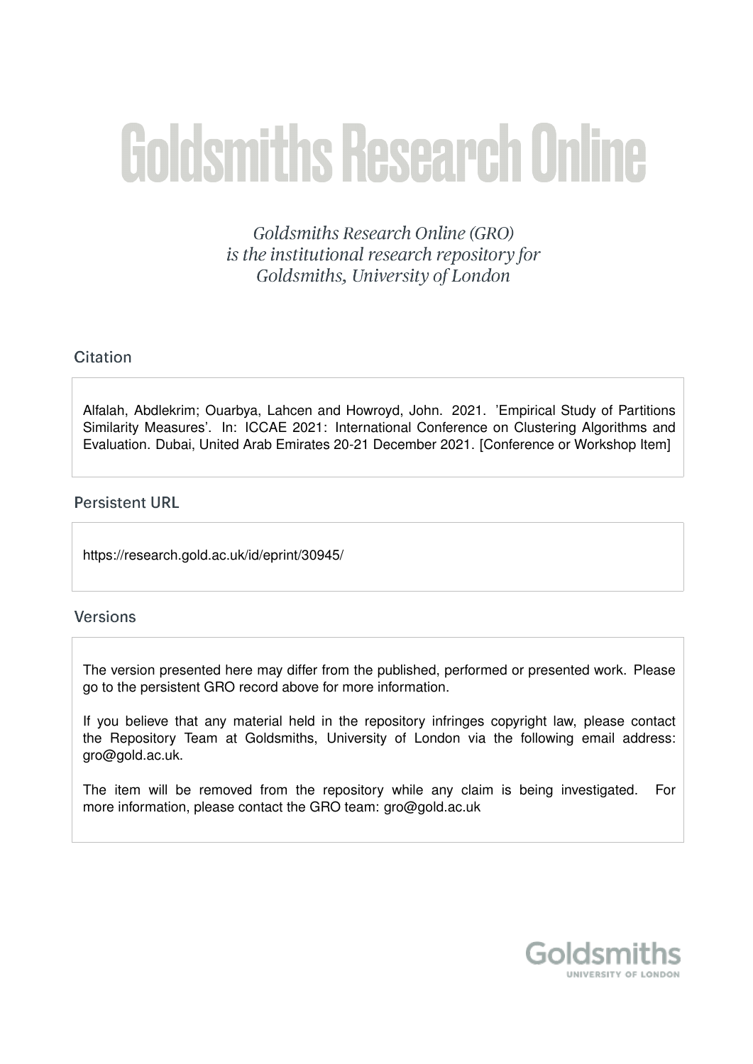# Goldsmiths Research Online

*Goldsmiths Research Online (GRO) is the institutional research repository for Goldsmiths, University of London*

## Citation

Alfalah, Abdlekrim; Ouarbya, Lahcen and Howroyd, John. 2021. 'Empirical Study of Partitions Similarity Measures'. In: ICCAE 2021: International Conference on Clustering Algorithms and Evaluation. Dubai, United Arab Emirates 20-21 December 2021. [Conference or Workshop Item]

## Persistent URL

https://research.gold.ac.uk/id/eprint/30945/

## Versions

The version presented here may differ from the published, performed or presented work. Please go to the persistent GRO record above for more information.

If you believe that any material held in the repository infringes copyright law, please contact the Repository Team at Goldsmiths, University of London via the following email address: gro@gold.ac.uk.

The item will be removed from the repository while any claim is being investigated. For more information, please contact the GRO team: gro@gold.ac.uk

Goldsmiths
UNIVERSITY OF LONDON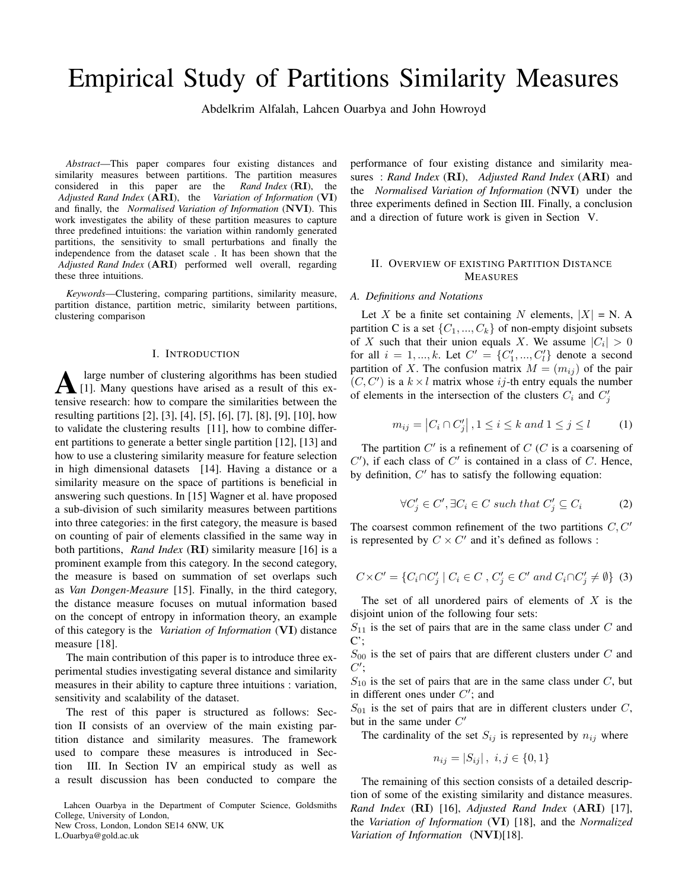# Empirical Study of Partitions Similarity Measures

Abdelkrim Alfalah, Lahcen Ouarbya and John Howroyd

*Abstract*—This paper compares four existing distances and similarity measures between partitions. The partition measures considered in this paper are the *Rand Index* (**RI**), the *Adjusted Rand Index* (**ARI**), the *Variation of Information* (**VI**) and finally, the *Normalised Variation of Information* (**NVI**). This work investigates the ability of these partition measures to capture three predefined intuitions: the variation within randomly generated partitions, the sensitivity to small perturbations and finally the independence from the dataset scale . It has been shown that the *Adjusted Rand Index* (**ARI**) performed well overall, regarding these three intuitions.

*Keywords*—Clustering, comparing partitions, similarity measure, partition distance, partition metric, similarity between partitions, clustering comparison

## I. Introduction

A large number of clustering algorithms has been studied [1]. Many questions have arised as a result of this extensive research: how to compare the similarities between the resulting partitions [2], [3], [4], [5], [6], [7], [8], [9], [10], how to validate the clustering results [11], how to combine different partitions to generate a better single partition [12], [13] and how to use a clustering similarity measure for feature selection in high dimensional datasets [14]. Having a distance or a similarity measure on the space of partitions is beneficial in answering such questions. In [15] Wagner et al. have proposed a sub-division of such similarity measures between partitions into three categories: in the first category, the measure is based on counting of pair of elements classified in the same way in both partitions, *Rand Index* (**RI**) similarity measure [16] is a prominent example from this category. In the second category, the measure is based on summation of set overlaps such as *Van Dongen-Measure* [15]. Finally, in the third category, the distance measure focuses on mutual information based on the concept of entropy in information theory, an example of this category is the *Variation of Information* (**VI**) distance measure [18].

The main contribution of this paper is to introduce three experimental studies investigating several distance and similarity measures in their ability to capture three intuitions : variation, sensitivity and scalability of the dataset.

The rest of this paper is structured as follows: Section II consists of an overview of the main existing partition distance and similarity measures. The framework used to compare these measures is introduced in Section III. In Section IV an empirical study as well as a result discussion has been conducted to compare the performance of four existing distance and similarity measures : *Rand Index* (**RI**), *Adjusted Rand Index* (**ARI**) and the *Normalised Variation of Information* (**NVI**) under the three experiments defined in Section III. Finally, a conclusion and a direction of future work is given in Section V.

Lahcen Ouarbya in the Department of Computer Science, Goldsmiths College, University of London,
New Cross, London, London SE14 6NW, UK
L.Ouarbya@gold.ac.uk

## II. Overview of existing Partition Distance Measures

### A. Definitions and Notations

Let $X$ be a finite set containing $N$ elements, $|X|$ = N. A partition C is a set $\{C_1, ..., C_k\}$ of non-empty disjoint subsets of $X$ such that their union equals $X$. We assume $|C_i| > 0$ for all $i = 1, ..., k$. Let $C' = \{C'_1, ..., C'_l\}$ denote a second partition of $X$. The confusion matrix $M = (m_{ij})$ of the pair $(C, C')$ is a $k \times l$ matrix whose $ij$-th entry equals the number of elements in the intersection of the clusters $C_i$ and $C'_j$

$$m_{ij} = \left|C_i \cap C'_j\right|, 1 \leq i \leq k \; and \; 1 \leq j \leq l \tag{1}$$

The partition $C'$ is a refinement of $C$ ($C$ is a coarsening of $C'$), if each class of $C'$ is contained in a class of $C$. Hence, by definition, $C'$ has to satisfy the following equation:

$$\forall C'_j \in C', \exists C_i \in C \; such \; that \; C'_j \subseteq C_i \tag{2}$$

The coarsest common refinement of the two partitions $C, C'$ is represented by $C \times C'$ and it's defined as follows :

$$C \times C' = \{C_i \cap C'_j \mid C_i \in C \;, C'_j \in C' \; and \; C_i \cap C'_j \neq \emptyset\} \tag{3}$$

The set of all unordered pairs of elements of $X$ is the disjoint union of the following four sets:

$S_{11}$ is the set of pairs that are in the same class under $C$ and C';
$S_{00}$ is the set of pairs that are different clusters under $C$ and $C'$;
$S_{10}$ is the set of pairs that are in the same class under $C$, but in different ones under $C'$; and
$S_{01}$ is the set of pairs that are in different clusters under $C$, but in the same under $C'$

The cardinality of the set $S_{ij}$ is represented by $n_{ij}$ where

$$n_{ij} = |S_{ij}| \,, \; i, j \in \{0, 1\}$$

The remaining of this section consists of a detailed description of some of the existing similarity and distance measures. *Rand Index* (**RI**) [16], *Adjusted Rand Index* (**ARI**) [17], the *Variation of Information* (**VI**) [18], and the *Normalized Variation of Information* (**NVI**)[18].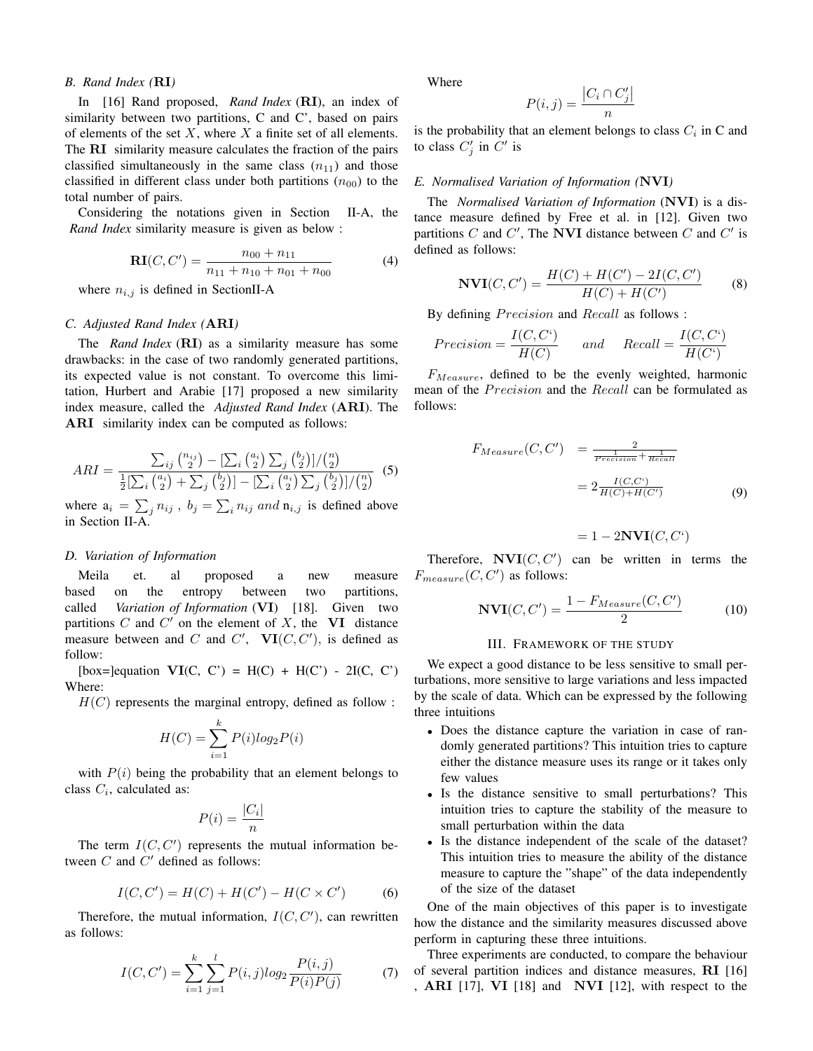### B. Rand Index ($\mathbf{RI}$)

In [16] Rand proposed, *Rand Index* ($\mathbf{RI}$), an index of similarity between two partitions, C and C', based on pairs of elements of the set $X$, where $X$ a finite set of all elements. The $\mathbf{RI}$ similarity measure calculates the fraction of the pairs classified simultaneously in the same class ($n_{11}$) and those classified in different class under both partitions ($n_{00}$) to the total number of pairs.

Considering the notations given in Section II-A, the *Rand Index* similarity measure is given as below :

$$\mathbf{RI}(C, C') = \frac{n_{00} + n_{11}}{n_{11} + n_{10} + n_{01} + n_{00}} \tag{4}$$

where $n_{i,j}$ is defined in SectionII-A

### C. Adjusted Rand Index ($\mathbf{ARI}$)

The *Rand Index* ($\mathbf{RI}$) as a similarity measure has some drawbacks: in the case of two randomly generated partitions, its expected value is not constant. To overcome this limitation, Hurbert and Arabie [17] proposed a new similarity index measure, called the *Adjusted Rand Index* ($\mathbf{ARI}$). The $\mathbf{ARI}$ similarity index can be computed as follows:

$$ARI = \frac{\sum_{ij}\binom{n_{ij}}{2} - [\sum_i \binom{a_i}{2} \sum_j \binom{b_j}{2}]/\binom{n}{2}}{\frac{1}{2}[\sum_i \binom{a_i}{2} + \sum_j \binom{b_j}{2}] - [\sum_i \binom{a_i}{2} \sum_j \binom{b_j}{2}]/\binom{n}{2}} \tag{5}$$

where $a_i = \sum_j n_{ij}$ , $b_j = \sum_i n_{ij}$ *and* $n_{i,j}$ is defined above in Section II-A.

### D. Variation of Information

Meila et. al proposed a new measure based on the entropy between two partitions, called *Variation of Information* ($\mathbf{VI}$) [18]. Given two partitions $C$ and $C'$ on the element of $X$, the $\mathbf{VI}$ distance measure between and $C$ and $C'$, $\mathbf{VI}(C, C')$, is defined as follow:

[box=]equation $\mathbf{VI}$(C, C') = H(C) + H(C') - 2I(C, C')
Where:

$H(C)$ represents the marginal entropy, defined as follow :

$$H(C) = \sum_{i=1}^{k} P(i) log_2 P(i)$$

with $P(i)$ being the probability that an element belongs to class $C_i$, calculated as:

$$P(i) = \frac{|C_i|}{n}$$

The term $I(C, C')$ represents the mutual information between $C$ and $C'$ defined as follows:

$$I(C, C') = H(C) + H(C') - H(C \times C') \tag{6}$$

Therefore, the mutual information, $I(C, C')$, can rewritten as follows:

$$I(C, C') = \sum_{i=1}^{k} \sum_{j=1}^{l} P(i,j) log_2 \frac{P(i,j)}{P(i)P(j)} \tag{7}$$

Where

$$P(i,j) = \frac{|C_i \cap C'_j|}{n}$$

is the probability that an element belongs to class $C_i$ in C and to class $C'_j$ in $C'$ is

### E. Normalised Variation of Information ($\mathbf{NVI}$)

The *Normalised Variation of Information* ($\mathbf{NVI}$) is a distance measure defined by Free et al. in [12]. Given two partitions $C$ and $C'$, The $\mathbf{NVI}$ distance between $C$ and $C'$ is defined as follows:

$$\mathbf{NVI}(C, C') = \frac{H(C) + H(C') - 2I(C, C')}{H(C) + H(C')} \tag{8}$$

By defining $Precision$ and $Recall$ as follows :

$$Precision = \frac{I(C, C')}{H(C)} \quad and \quad Recall = \frac{I(C, C')}{H(C')}$$

$F_{Measure}$, defined to be the evenly weighted, harmonic mean of the $Precision$ and the $Recall$ can be formulated as follows:

$$\begin{aligned} F_{Measure}(C, C') &= \frac{2}{\frac{1}{Precision} + \frac{1}{Recall}} \\ &= 2\frac{I(C, C')}{H(C) + H(C')} \\ &= 1 - 2\mathbf{NVI}(C, C') \end{aligned} \tag{9}$$

Therefore, $\mathbf{NVI}(C, C')$ can be written in terms the $F_{measure}(C, C')$ as follows:

$$\mathbf{NVI}(C, C') = \frac{1 - F_{Measure}(C, C')}{2} \tag{10}$$

## III. Framework of the Study

We expect a good distance to be less sensitive to small perturbations, more sensitive to large variations and less impacted by the scale of data. Which can be expressed by the following three intuitions

- Does the distance capture the variation in case of randomly generated partitions? This intuition tries to capture either the distance measure uses its range or it takes only few values
- Is the distance sensitive to small perturbations? This intuition tries to capture the stability of the measure to small perturbation within the data
- Is the distance independent of the scale of the dataset? This intuition tries to measure the ability of the distance measure to capture the "shape" of the data independently of the size of the dataset

One of the main objectives of this paper is to investigate how the distance and the similarity measures discussed above perform in capturing these three intuitions.

Three experiments are conducted, to compare the behaviour of several partition indices and distance measures, $\mathbf{RI}$ [16] , $\mathbf{ARI}$ [17], $\mathbf{VI}$ [18] and $\mathbf{NVI}$ [12], with respect to the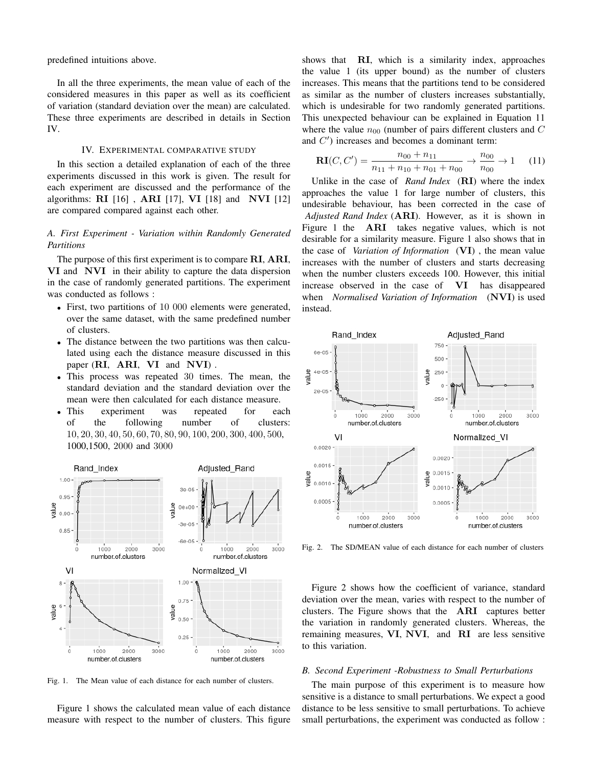predefined intuitions above.

In all the three experiments, the mean value of each of the considered measures in this paper as well as its coefficient of variation (standard deviation over the mean) are calculated. These three experiments are described in details in Section IV.

## IV. Experimental comparative study

In this section a detailed explanation of each of the three experiments discussed in this work is given. The result for each experiment are discussed and the performance of the algorithms: **RI** [16] , **ARI** [17], **VI** [18] and **NVI** [12] are compared compared against each other.

### A. First Experiment - Variation within Randomly Generated Partitions

The purpose of this first experiment is to compare **RI**, **ARI**, **VI** and **NVI** in their ability to capture the data dispersion in the case of randomly generated partitions. The experiment was conducted as follows :

- First, two partitions of 10 000 elements were generated, over the same dataset, with the same predefined number of clusters.
- The distance between the two partitions was then calculated using each the distance measure discussed in this paper (**RI**, **ARI**, **VI** and **NVI**) .
- This process was repeated 30 times. The mean, the standard deviation and the standard deviation over the mean were then calculated for each distance measure.
- This experiment was repeated for each of the following number of clusters: $10, 20, 30, 40, 50, 60, 70, 80, 90, 100, 200, 300, 400, 500,$ 1000,1500, 2000 and 3000

Fig. 1. The Mean value of each distance for each number of clusters.

Figure 1 shows the calculated mean value of each distance measure with respect to the number of clusters. This figure shows that **RI**, which is a similarity index, approaches the value 1 (its upper bound) as the number of clusters increases. This means that the partitions tend to be considered as similar as the number of clusters increases substantially, which is undesirable for two randomly generated partitions. This unexpected behaviour can be explained in Equation 11 where the value $n_{00}$ (number of pairs different clusters and $C$ and $C'$) increases and becomes a dominant term:

$$\mathbf{RI}(C, C') = \frac{n_{00} + n_{11}}{n_{11} + n_{10} + n_{01} + n_{00}} \rightarrow \frac{n_{00}}{n_{00}} \rightarrow 1 \qquad (11)$$

Unlike in the case of *Rand Index* (**RI**) where the index approaches the value 1 for large number of clusters, this undesirable behaviour, has been corrected in the case of *Adjusted Rand Index* (**ARI**). However, as it is shown in Figure 1 the **ARI** takes negative values, which is not desirable for a similarity measure. Figure 1 also shows that in the case of *Variation of Information* (**VI**) , the mean value increases with the number of clusters and starts decreasing when the number clusters exceeds 100. However, this initial increase observed in the case of **VI** has disappeared when *Normalised Variation of Information* (**NVI**) is used instead.

Fig. 2. The SD/MEAN value of each distance for each number of clusters

Figure 2 shows how the coefficient of variance, standard deviation over the mean, varies with respect to the number of clusters. The Figure shows that the **ARI** captures better the variation in randomly generated clusters. Whereas, the remaining measures, **VI**, **NVI**, and **RI** are less sensitive to this variation.

### B. Second Experiment -Robustness to Small Perturbations

The main purpose of this experiment is to measure how sensitive is a distance to small perturbations. We expect a good distance to be less sensitive to small perturbations. To achieve small perturbations, the experiment was conducted as follow :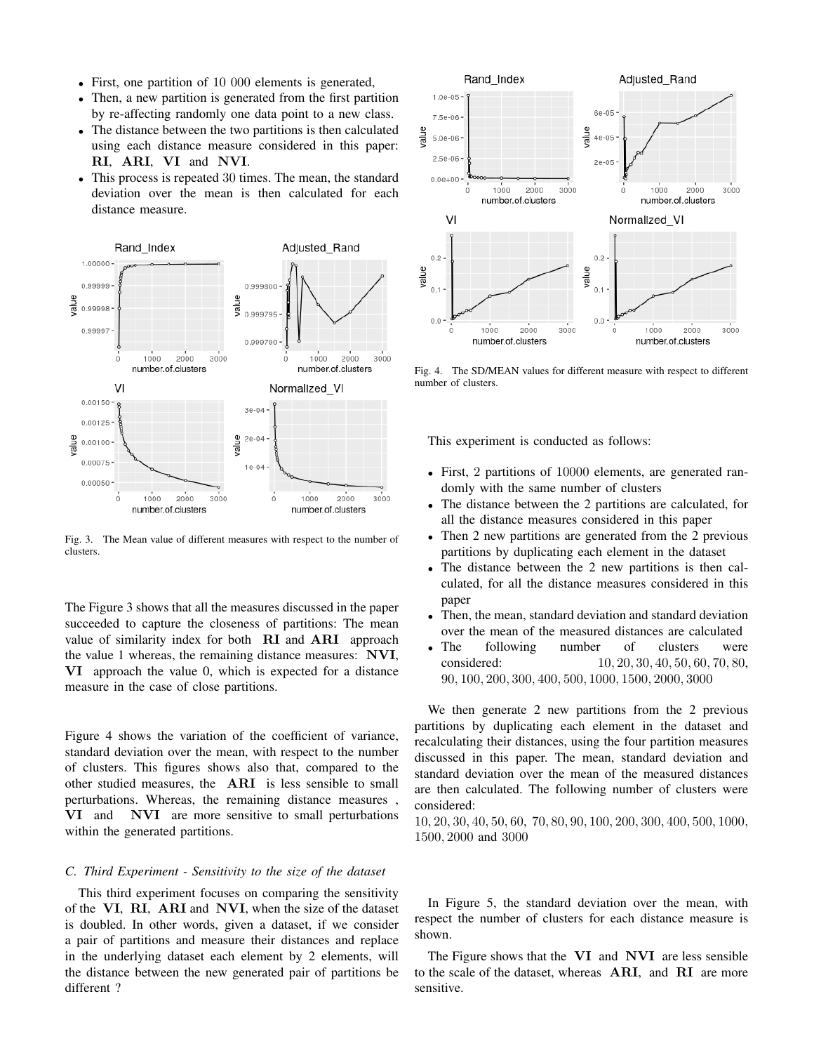- First, one partition of 10 000 elements is generated,
- Then, a new partition is generated from the first partition by re-affecting randomly one data point to a new class.
- The distance between the two partitions is then calculated using each distance measure considered in this paper: **RI**, **ARI**, **VI** and **NVI**.
- This process is repeated 30 times. The mean, the standard deviation over the mean is then calculated for each distance measure.

Fig. 3. The Mean value of different measures with respect to the number of clusters.

The Figure 3 shows that all the measures discussed in the paper succeeded to capture the closeness of partitions: The mean value of similarity index for both **RI** and **ARI** approach the value 1 whereas, the remaining distance measures: **NVI**, **VI** approach the value 0, which is expected for a distance measure in the case of close partitions.

Figure 4 shows the variation of the coefficient of variance, standard deviation over the mean, with respect to the number of clusters. This figures shows also that, compared to the other studied measures, the **ARI** is less sensible to small perturbations. Whereas, the remaining distance measures , **VI** and **NVI** are more sensitive to small perturbations within the generated partitions.

### C. Third Experiment - Sensitivity to the size of the dataset

This third experiment focuses on comparing the sensitivity of the **VI**, **RI**, **ARI** and **NVI**, when the size of the dataset is doubled. In other words, given a dataset, if we consider a pair of partitions and measure their distances and replace in the underlying dataset each element by 2 elements, will the distance between the new generated pair of partitions be different ?

Fig. 4. The SD/MEAN values for different measure with respect to different number of clusters.

This experiment is conducted as follows:

- First, 2 partitions of 10000 elements, are generated randomly with the same number of clusters
- The distance between the 2 partitions are calculated, for all the distance measures considered in this paper
- Then 2 new partitions are generated from the 2 previous partitions by duplicating each element in the dataset
- The distance between the 2 new partitions is then calculated, for all the distance measures considered in this paper
- Then, the mean, standard deviation and standard deviation over the mean of the measured distances are calculated
- The following number of clusters were considered: $10, 20, 30, 40, 50, 60, 70, 80, 90, 100, 200, 300, 400, 500, 1000, 1500, 2000, 3000$

We then generate 2 new partitions from the 2 previous partitions by duplicating each element in the dataset and recalculating their distances, using the four partition measures discussed in this paper. The mean, standard deviation and standard deviation over the mean of the measured distances are then calculated. The following number of clusters were considered:
$10, 20, 30, 40, 50, 60, 70, 80, 90, 100, 200, 300, 400, 500, 1000, 1500, 2000$ and $3000$

In Figure 5, the standard deviation over the mean, with respect the number of clusters for each distance measure is shown.

The Figure shows that the **VI** and **NVI** are less sensible to the scale of the dataset, whereas **ARI**, and **RI** are more sensitive.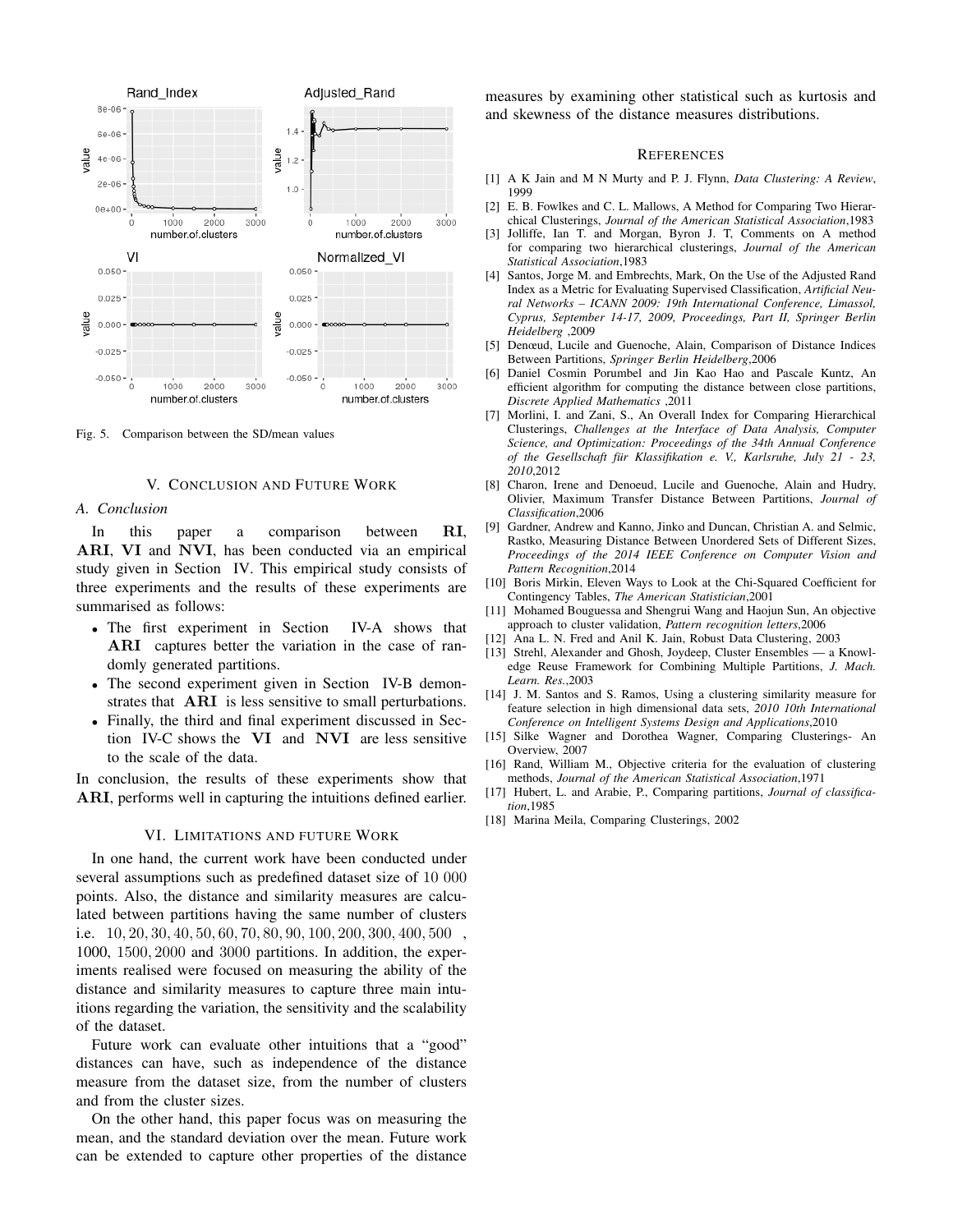Rand_Index

8e-06
6e-06
4e-06
2e-06
0e+00

value

0 1000 2000 3000
number.of.clusters

Adjusted_Rand

1.4
1.2
1.0

value

0 1000 2000 3000
number.of.clusters

VI

0.050
0.025
0.000
-0.025
-0.050

value

0 1000 2000 3000
number.of.clusters

Normalized_VI

0.050
0.025
0.000
-0.025
-0.050

value

0 1000 2000 3000
number.of.clusters

Fig. 5. Comparison between the SD/mean values

## V. Conclusion and Future Work

### A. Conclusion

In this paper a comparison between $\mathbf{RI}$, $\mathbf{ARI}$, $\mathbf{VI}$ and $\mathbf{NVI}$, has been conducted via an empirical study given in Section IV. This empirical study consists of three experiments and the results of these experiments are summarised as follows:

- The first experiment in Section IV-A shows that $\mathbf{ARI}$ captures better the variation in the case of randomly generated partitions.
- The second experiment given in Section IV-B demonstrates that $\mathbf{ARI}$ is less sensitive to small perturbations.
- Finally, the third and final experiment discussed in Section IV-C shows the $\mathbf{VI}$ and $\mathbf{NVI}$ are less sensitive to the scale of the data.

In conclusion, the results of these experiments show that $\mathbf{ARI}$, performs well in capturing the intuitions defined earlier.

## VI. Limitations and future Work

In one hand, the current work have been conducted under several assumptions such as predefined dataset size of $10\,000$ points. Also, the distance and similarity measures are calculated between partitions having the same number of clusters i.e. $10, 20, 30, 40, 50, 60, 70, 80, 90, 100, 200, 300, 400, 500$ , $1000$, $1500, 2000$ and $3000$ partitions. In addition, the experiments realised were focused on measuring the ability of the distance and similarity measures to capture three main intuitions regarding the variation, the sensitivity and the scalability of the dataset.

Future work can evaluate other intuitions that a "good" distances can have, such as independence of the distance measure from the dataset size, from the number of clusters and from the cluster sizes.

On the other hand, this paper focus was on measuring the mean, and the standard deviation over the mean. Future work can be extended to capture other properties of the distance measures by examining other statistical such as kurtosis and and skewness of the distance measures distributions.

## References

[1] A K Jain and M N Murty and P. J. Flynn, *Data Clustering: A Review*, 1999

[2] E. B. Fowlkes and C. L. Mallows, A Method for Comparing Two Hierarchical Clusterings, *Journal of the American Statistical Association*,1983

[3] Jolliffe, Ian T. and Morgan, Byron J. T, Comments on A method for comparing two hierarchical clusterings, *Journal of the American Statistical Association*,1983

[4] Santos, Jorge M. and Embrechts, Mark, On the Use of the Adjusted Rand Index as a Metric for Evaluating Supervised Classification, *Artificial Neural Networks – ICANN 2009: 19th International Conference, Limassol, Cyprus, September 14-17, 2009, Proceedings, Part II, Springer Berlin Heidelberg* ,2009

[5] Denœud, Lucile and Guenoche, Alain, Comparison of Distance Indices Between Partitions, *Springer Berlin Heidelberg*,2006

[6] Daniel Cosmin Porumbel and Jin Kao Hao and Pascale Kuntz, An efficient algorithm for computing the distance between close partitions, *Discrete Applied Mathematics* ,2011

[7] Morlini, I. and Zani, S., An Overall Index for Comparing Hierarchical Clusterings, *Challenges at the Interface of Data Analysis, Computer Science, and Optimization: Proceedings of the 34th Annual Conference of the Gesellschaft für Klassifikation e. V., Karlsruhe, July 21 - 23, 2010*,2012

[8] Charon, Irene and Denoeud, Lucile and Guenoche, Alain and Hudry, Olivier, Maximum Transfer Distance Between Partitions, *Journal of Classification*,2006

[9] Gardner, Andrew and Kanno, Jinko and Duncan, Christian A. and Selmic, Rastko, Measuring Distance Between Unordered Sets of Different Sizes, *Proceedings of the 2014 IEEE Conference on Computer Vision and Pattern Recognition*,2014

[10] Boris Mirkin, Eleven Ways to Look at the Chi-Squared Coefficient for Contingency Tables, *The American Statistician*,2001

[11] Mohamed Bouguessa and Shengrui Wang and Haojun Sun, An objective approach to cluster validation, *Pattern recognition letters*,2006

[12] Ana L. N. Fred and Anil K. Jain, Robust Data Clustering, 2003

[13] Strehl, Alexander and Ghosh, Joydeep, Cluster Ensembles — a Knowledge Reuse Framework for Combining Multiple Partitions, *J. Mach. Learn. Res.*,2003

[14] J. M. Santos and S. Ramos, Using a clustering similarity measure for feature selection in high dimensional data sets, *2010 10th International Conference on Intelligent Systems Design and Applications*,2010

[15] Silke Wagner and Dorothea Wagner, Comparing Clusterings- An Overview, 2007

[16] Rand, William M., Objective criteria for the evaluation of clustering methods, *Journal of the American Statistical Association*,1971

[17] Hubert, L. and Arabie, P., Comparing partitions, *Journal of classification*,1985

[18] Marina Meila, Comparing Clusterings, 2002